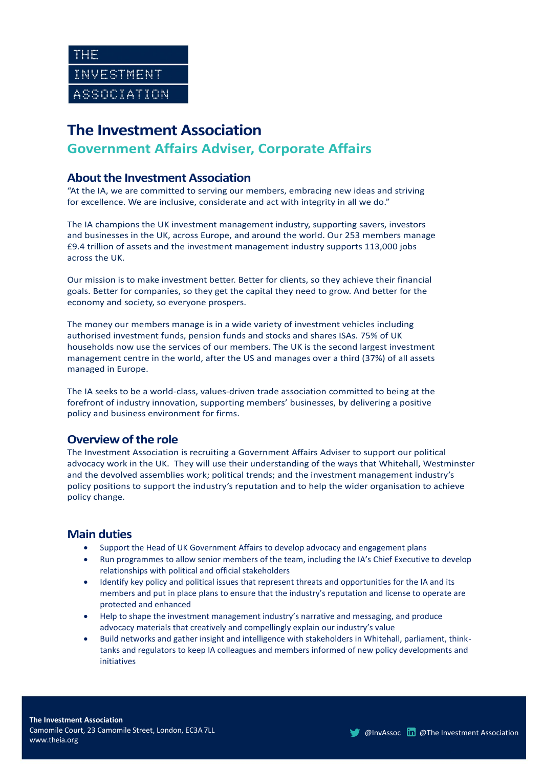THE
INVESTMENT
ASSOCIATION

# The Investment Association

## Government Affairs Adviser, Corporate Affairs

### About the Investment Association

"At the IA, we are committed to serving our members, embracing new ideas and striving for excellence. We are inclusive, considerate and act with integrity in all we do."

The IA champions the UK investment management industry, supporting savers, investors and businesses in the UK, across Europe, and around the world. Our 253 members manage £9.4 trillion of assets and the investment management industry supports 113,000 jobs across the UK.

Our mission is to make investment better. Better for clients, so they achieve their financial goals. Better for companies, so they get the capital they need to grow. And better for the economy and society, so everyone prospers.

The money our members manage is in a wide variety of investment vehicles including authorised investment funds, pension funds and stocks and shares ISAs. 75% of UK households now use the services of our members. The UK is the second largest investment management centre in the world, after the US and manages over a third (37%) of all assets managed in Europe.

The IA seeks to be a world-class, values-driven trade association committed to being at the forefront of industry innovation, supporting members' businesses, by delivering a positive policy and business environment for firms.

### Overview of the role

The Investment Association is recruiting a Government Affairs Adviser to support our political advocacy work in the UK. They will use their understanding of the ways that Whitehall, Westminster and the devolved assemblies work; political trends; and the investment management industry's policy positions to support the industry's reputation and to help the wider organisation to achieve policy change.

### Main duties

- Support the Head of UK Government Affairs to develop advocacy and engagement plans
- Run programmes to allow senior members of the team, including the IA's Chief Executive to develop relationships with political and official stakeholders
- Identify key policy and political issues that represent threats and opportunities for the IA and its members and put in place plans to ensure that the industry's reputation and license to operate are protected and enhanced
- Help to shape the investment management industry's narrative and messaging, and produce advocacy materials that creatively and compellingly explain our industry's value
- Build networks and gather insight and intelligence with stakeholders in Whitehall, parliament, think-tanks and regulators to keep IA colleagues and members informed of new policy developments and initiatives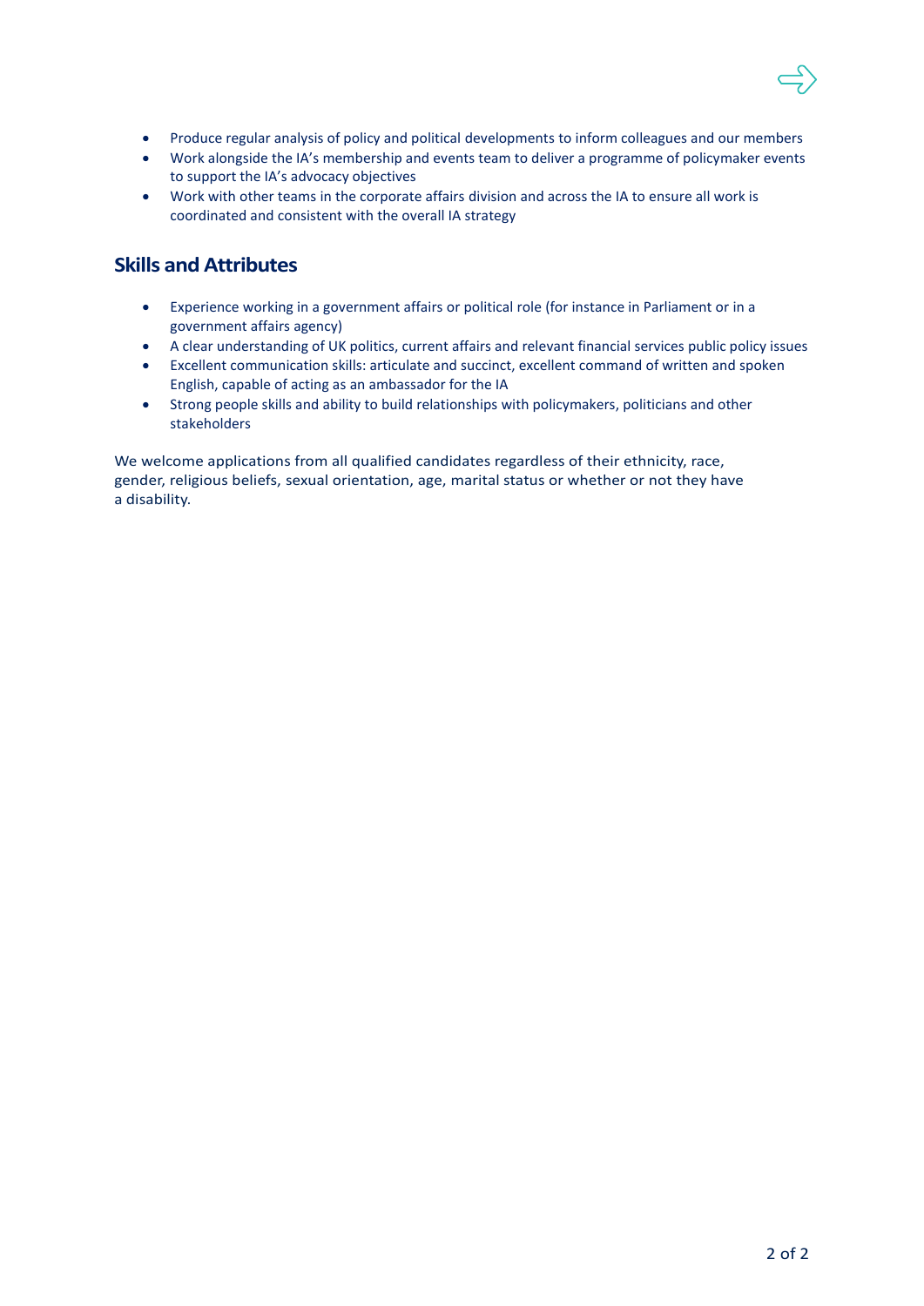- Produce regular analysis of policy and political developments to inform colleagues and our members
- Work alongside the IA's membership and events team to deliver a programme of policymaker events to support the IA's advocacy objectives
- Work with other teams in the corporate affairs division and across the IA to ensure all work is coordinated and consistent with the overall IA strategy

## Skills and Attributes

- Experience working in a government affairs or political role (for instance in Parliament or in a government affairs agency)
- A clear understanding of UK politics, current affairs and relevant financial services public policy issues
- Excellent communication skills: articulate and succinct, excellent command of written and spoken English, capable of acting as an ambassador for the IA
- Strong people skills and ability to build relationships with policymakers, politicians and other stakeholders

We welcome applications from all qualified candidates regardless of their ethnicity, race, gender, religious beliefs, sexual orientation, age, marital status or whether or not they have a disability.